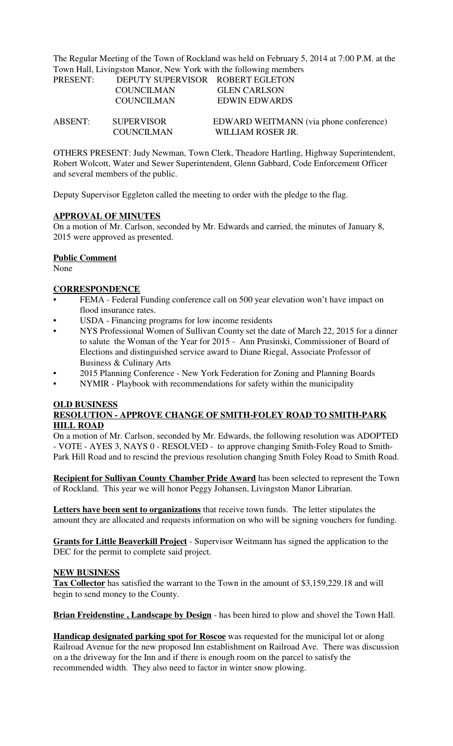The Regular Meeting of the Town of Rockland was held on February 5, 2014 at 7:00 P.M. at the Town Hall, Livingston Manor, New York with the following members

| | | |
|---|---|---|
| PRESENT: | DEPUTY SUPERVISOR | ROBERT EGLETON |
| | COUNCILMAN | GLEN CARLSON |
| | COUNCILMAN | EDWIN EDWARDS |
| ABSENT: | SUPERVISOR | EDWARD WEITMANN (via phone conference) |
| | COUNCILMAN | WILLIAM ROSER JR. |

OTHERS PRESENT: Judy Newman, Town Clerk, Theadore Hartling, Highway Superintendent, Robert Wolcott, Water and Sewer Superintendent, Glenn Gabbard, Code Enforcement Officer and several members of the public.

Deputy Supervisor Eggleton called the meeting to order with the pledge to the flag.

**APPROVAL OF MINUTES**

On a motion of Mr. Carlson, seconded by Mr. Edwards and carried, the minutes of January 8, 2015 were approved as presented.

**Public Comment**

None

**CORRESPONDENCE**

- FEMA - Federal Funding conference call on 500 year elevation won't have impact on flood insurance rates.
- USDA - Financing programs for low income residents
- NYS Professional Women of Sullivan County set the date of March 22, 2015 for a dinner to salute the Woman of the Year for 2015 - Ann Prusinski, Commissioner of Board of Elections and distinguished service award to Diane Riegal, Associate Professor of Business & Culinary Arts
- 2015 Planning Conference - New York Federation for Zoning and Planning Boards
- NYMIR - Playbook with recommendations for safety within the municipality

**OLD BUSINESS**

**RESOLUTION - APPROVE CHANGE OF SMITH-FOLEY ROAD TO SMITH-PARK HILL ROAD**

On a motion of Mr. Carlson, seconded by Mr. Edwards, the following resolution was ADOPTED - VOTE - AYES 3, NAYS 0 - RESOLVED - to approve changing Smith-Foley Road to Smith-Park Hill Road and to rescind the previous resolution changing Smith Foley Road to Smith Road.

**Recipient for Sullivan County Chamber Pride Award** has been selected to represent the Town of Rockland. This year we will honor Peggy Johansen, Livingston Manor Librarian.

**Letters have been sent to organizations** that receive town funds. The letter stipulates the amount they are allocated and requests information on who will be signing vouchers for funding.

**Grants for Little Beaverkill Project** - Supervisor Weitmann has signed the application to the DEC for the permit to complete said project.

**NEW BUSINESS**

**Tax Collector** has satisfied the warrant to the Town in the amount of $3,159,229.18 and will begin to send money to the County.

**Brian Freidenstine , Landscape by Design** - has been hired to plow and shovel the Town Hall.

**Handicap designated parking spot for Roscoe** was requested for the municipal lot or along Railroad Avenue for the new proposed Inn establishment on Railroad Ave. There was discussion on a the driveway for the Inn and if there is enough room on the parcel to satisfy the recommended width. They also need to factor in winter snow plowing.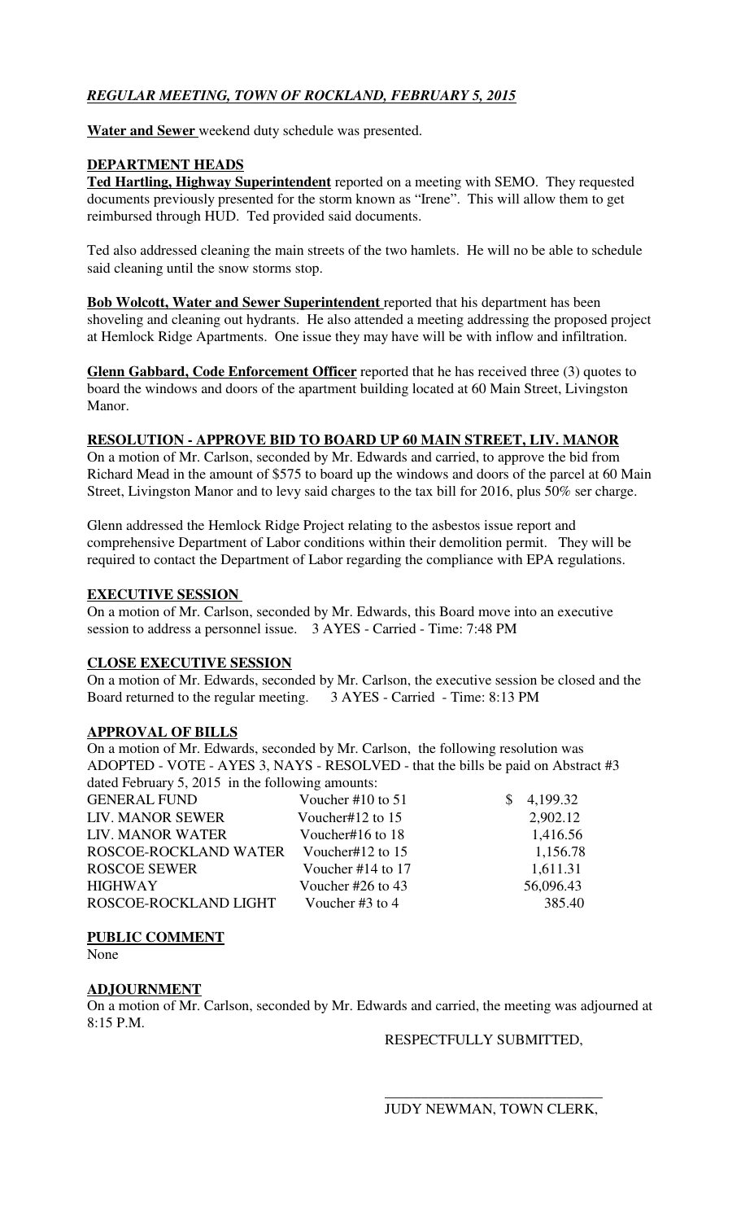## *REGULAR MEETING, TOWN OF ROCKLAND, FEBRUARY 5, 2015*

**Water and Sewer** weekend duty schedule was presented.

### DEPARTMENT HEADS

**Ted Hartling, Highway Superintendent** reported on a meeting with SEMO. They requested documents previously presented for the storm known as "Irene". This will allow them to get reimbursed through HUD. Ted provided said documents.

Ted also addressed cleaning the main streets of the two hamlets. He will no be able to schedule said cleaning until the snow storms stop.

**Bob Wolcott, Water and Sewer Superintendent** reported that his department has been shoveling and cleaning out hydrants. He also attended a meeting addressing the proposed project at Hemlock Ridge Apartments. One issue they may have will be with inflow and infiltration.

**Glenn Gabbard, Code Enforcement Officer** reported that he has received three (3) quotes to board the windows and doors of the apartment building located at 60 Main Street, Livingston Manor.

### RESOLUTION - APPROVE BID TO BOARD UP 60 MAIN STREET, LIV. MANOR

On a motion of Mr. Carlson, seconded by Mr. Edwards and carried, to approve the bid from Richard Mead in the amount of $575 to board up the windows and doors of the parcel at 60 Main Street, Livingston Manor and to levy said charges to the tax bill for 2016, plus 50% ser charge.

Glenn addressed the Hemlock Ridge Project relating to the asbestos issue report and comprehensive Department of Labor conditions within their demolition permit. They will be required to contact the Department of Labor regarding the compliance with EPA regulations.

### EXECUTIVE SESSION

On a motion of Mr. Carlson, seconded by Mr. Edwards, this Board move into an executive session to address a personnel issue. 3 AYES - Carried - Time: 7:48 PM

### CLOSE EXECUTIVE SESSION

On a motion of Mr. Edwards, seconded by Mr. Carlson, the executive session be closed and the Board returned to the regular meeting. 3 AYES - Carried - Time: 8:13 PM

### APPROVAL OF BILLS

On a motion of Mr. Edwards, seconded by Mr. Carlson, the following resolution was ADOPTED - VOTE - AYES 3, NAYS - RESOLVED - that the bills be paid on Abstract #3 dated February 5, 2015 in the following amounts:

| | | |
|---|---|---|
| GENERAL FUND | Voucher #10 to 51 | $ 4,199.32 |
| LIV. MANOR SEWER | Voucher#12 to 15 | 2,902.12 |
| LIV. MANOR WATER | Voucher#16 to 18 | 1,416.56 |
| ROSCOE-ROCKLAND WATER | Voucher#12 to 15 | 1,156.78 |
| ROSCOE SEWER | Voucher #14 to 17 | 1,611.31 |
| HIGHWAY | Voucher #26 to 43 | 56,096.43 |
| ROSCOE-ROCKLAND LIGHT | Voucher #3 to 4 | 385.40 |

### PUBLIC COMMENT

None

### ADJOURNMENT

On a motion of Mr. Carlson, seconded by Mr. Edwards and carried, the meeting was adjourned at 8:15 P.M.

RESPECTFULLY SUBMITTED,

JUDY NEWMAN, TOWN CLERK,